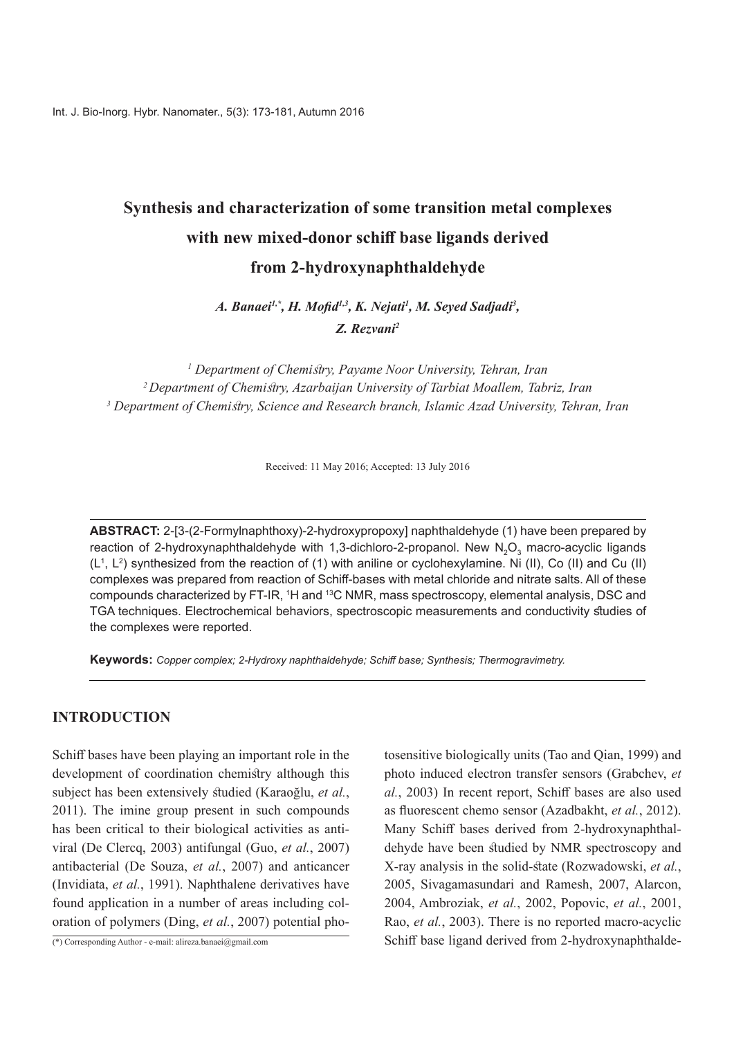# Synthesis and characterization of some transition metal complexes with new mixed-donor schiff base ligands derived from 2-hydroxynaphthaldehyde

*A. Banaei[1,\*], H. Mofid[1,3], K. Nejati[1], M. Seyed Sadjadi[3], Z. Rezvani[2]*

[1] *Department of Chemistry, Payame Noor University, Tehran, Iran*
[2] *Department of Chemistry, Azarbaijan University of Tarbiat Moallem, Tabriz, Iran*
[3] *Department of Chemistry, Science and Research branch, Islamic Azad University, Tehran, Iran*

Received: 11 May 2016; Accepted: 13 July 2016

**ABSTRACT:** 2-[3-(2-Formylnaphthoxy)-2-hydroxypropoxy] naphthaldehyde (1) have been prepared by reaction of 2-hydroxynaphthaldehyde with 1,3-dichloro-2-propanol. New $N_2O_3$ macro-acyclic ligands ($L^1$, $L^2$) synthesized from the reaction of (1) with aniline or cyclohexylamine. Ni (II), Co (II) and Cu (II) complexes was prepared from reaction of Schiff-bases with metal chloride and nitrate salts. All of these compounds characterized by FT-IR, $^1$H and $^{13}$C NMR, mass spectroscopy, elemental analysis, DSC and TGA techniques. Electrochemical behaviors, spectroscopic measurements and conductivity studies of the complexes were reported.

**Keywords:** *Copper complex; 2-Hydroxy naphthaldehyde; Schiff base; Synthesis; Thermogravimetry.*

## INTRODUCTION

Schiff bases have been playing an important role in the development of coordination chemistry although this subject has been extensively studied (Karaoğlu, *et al.*, 2011). The imine group present in such compounds has been critical to their biological activities as antiviral (De Clercq, 2003) antifungal (Guo, *et al.*, 2007) antibacterial (De Souza, *et al.*, 2007) and anticancer (Invidiata, *et al.*, 1991). Naphthalene derivatives have found application in a number of areas including coloration of polymers (Ding, *et al.*, 2007) potential photosensitive biologically units (Tao and Qian, 1999) and photo induced electron transfer sensors (Grabchev, *et al.*, 2003) In recent report, Schiff bases are also used as fluorescent chemo sensor (Azadbakht, *et al.*, 2012). Many Schiff bases derived from 2-hydroxynaphthaldehyde have been studied by NMR spectroscopy and X-ray analysis in the solid-state (Rozwadowski, *et al.*, 2005, Sivagamasundari and Ramesh, 2007, Alarcon, 2004, Ambroziak, *et al.*, 2002, Popovic, *et al.*, 2001, Rao, *et al.*, 2003). There is no reported macro-acyclic Schiff base ligand derived from 2-hydroxynaphthalde-

(\*) Corresponding Author - e-mail: alireza.banaei@gmail.com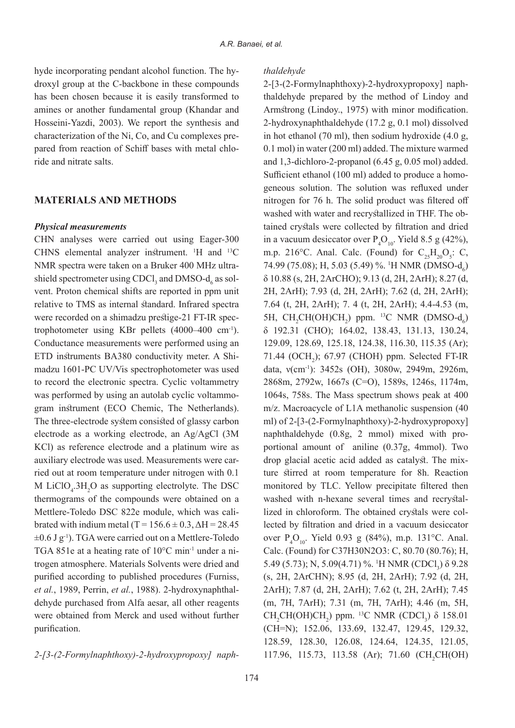hyde incorporating pendant alcohol function. The hydroxyl group at the C-backbone in these compounds has been chosen because it is easily transformed to amines or another fundamental group (Khandar and Hosseini-Yazdi, 2003). We report the synthesis and characterization of the Ni, Co, and Cu complexes prepared from reaction of Schiff bases with metal chloride and nitrate salts.

## MATERIALS AND METHODS

### *Physical measurements*

CHN analyses were carried out using Eager-300 CHNS elemental analyzer instrument. $^1H$ and $^{13}C$ NMR spectra were taken on a Bruker 400 MHz ultrashield spectrometer using $CDCl_3$ and DMSO-$d_6$ as solvent. Proton chemical shifts are reported in ppm unit relative to TMS as internal standard. Infrared spectra were recorded on a shimadzu prestige-21 FT-IR spectrophotometer using KBr pellets (4000–400 $cm^{-1}$). Conductance measurements were performed using an ETD instruments BA380 conductivity meter. A Shimadzu 1601-PC UV/Vis spectrophotometer was used to record the electronic spectra. Cyclic voltammetry was performed by using an autolab cyclic voltammogram instrument (ECO Chemic, The Netherlands). The three-electrode system consisted of glassy carbon electrode as a working electrode, an Ag/AgCl (3M KCl) as reference electrode and a platinum wire as auxiliary electrode was used. Measurements were carried out at room temperature under nitrogen with 0.1 M $LiClO_4.3H_2O$ as supporting electrolyte. The DSC thermograms of the compounds were obtained on a Mettlere-Toledo DSC 822e module, which was calibrated with indium metal (T = 156.6 ± 0.3, ΔH = 28.45 ±0.6 J $g^{-1}$). TGA were carried out on a Mettlere-Toledo TGA 851e at a heating rate of 10°C $min^{-1}$ under a nitrogen atmosphere. Materials Solvents were dried and purified according to published procedures (Furniss, *et al.*, 1989, Perrin, *et al.*, 1988). 2-hydroxynaphthaldehyde purchased from Alfa aesar, all other reagents were obtained from Merck and used without further purification.

### *2-[3-(2-Formylnaphthoxy)-2-hydroxypropoxy] naphthaldehyde*

2-[3-(2-Formylnaphthoxy)-2-hydroxypropoxy] naphthaldehyde prepared by the method of Lindoy and Armstrong (Lindoy., 1975) with minor modification. 2-hydroxynaphthaldehyde (17.2 g, 0.1 mol) dissolved in hot ethanol (70 ml), then sodium hydroxide (4.0 g, 0.1 mol) in water (200 ml) added. The mixture warmed and 1,3-dichloro-2-propanol (6.45 g, 0.05 mol) added. Sufficient ethanol (100 ml) added to produce a homogeneous solution. The solution was refluxed under nitrogen for 76 h. The solid product was filtered off washed with water and recrystallized in THF. The obtained crystals were collected by filtration and dried in a vacuum desiccator over $P_4O_{10}$. Yield 8.5 g (42%), m.p. 216°C. Anal. Calc. (Found) for $C_{25}H_{20}O_5$: C, 74.99 (75.08); H, 5.03 (5.49) %. $^1H$ NMR (DMSO-$d_6$) δ 10.88 (s, 2H, 2ArCHO); 9.13 (d, 2H, 2ArH); 8.27 (d, 2H, 2ArH); 7.93 (d, 2H, 2ArH); 7.62 (d, 2H, 2ArH); 7.64 (t, 2H, 2ArH); 7. 4 (t, 2H, 2ArH); 4.4-4.53 (m, 5H, $CH_2CH(OH)CH_2$) ppm. $^{13}C$ NMR (DMSO-$d_6$) δ 192.31 (CHO); 164.02, 138.43, 131.13, 130.24, 129.09, 128.69, 125.18, 124.38, 116.30, 115.35 (Ar); 71.44 ($OCH_2$); 67.97 (CHOH) ppm. Selected FT-IR data, ν($cm^{-1}$): 3452s (OH), 3080w, 2949m, 2926m, 2868m, 2792w, 1667s (C=O), 1589s, 1246s, 1174m, 1064s, 758s. The Mass spectrum shows peak at 400 m/z. Macroacycle of L1A methanolic suspension (40 ml) of 2-[3-(2-Formylnaphthoxy)-2-hydroxypropoxy] naphthaldehyde (0.8g, 2 mmol) mixed with proportional amount of aniline (0.37g, 4mmol). Two drop glacial acetic acid added as catalyst. The mixture stirred at room temperature for 8h. Reaction monitored by TLC. Yellow precipitate filtered then washed with n-hexane several times and recrystallized in chloroform. The obtained crystals were collected by filtration and dried in a vacuum desiccator over $P_4O_{10}$. Yield 0.93 g (84%), m.p. 131°C. Anal. Calc. (Found) for $C37H30N2O3$: C, 80.70 (80.76); H, 5.49 (5.73); N, 5.09(4.71) %. $^1H$ NMR ($CDCl_3$) δ 9.28 (s, 2H, 2ArCHN); 8.95 (d, 2H, 2ArH); 7.92 (d, 2H, 2ArH); 7.87 (d, 2H, 2ArH); 7.62 (t, 2H, 2ArH); 7.45 (m, 7H, 7ArH); 7.31 (m, 7H, 7ArH); 4.46 (m, 5H, $CH_2CH(OH)CH_2$) ppm. $^{13}C$ NMR ($CDCl_3$) δ 158.01 (CH=N); 152.06, 133.69, 132.47, 129.45, 129.32, 128.59, 128.30, 126.08, 124.64, 124.35, 121.05, 117.96, 115.73, 113.58 (Ar); 71.60 ($CH_2CH(OH)$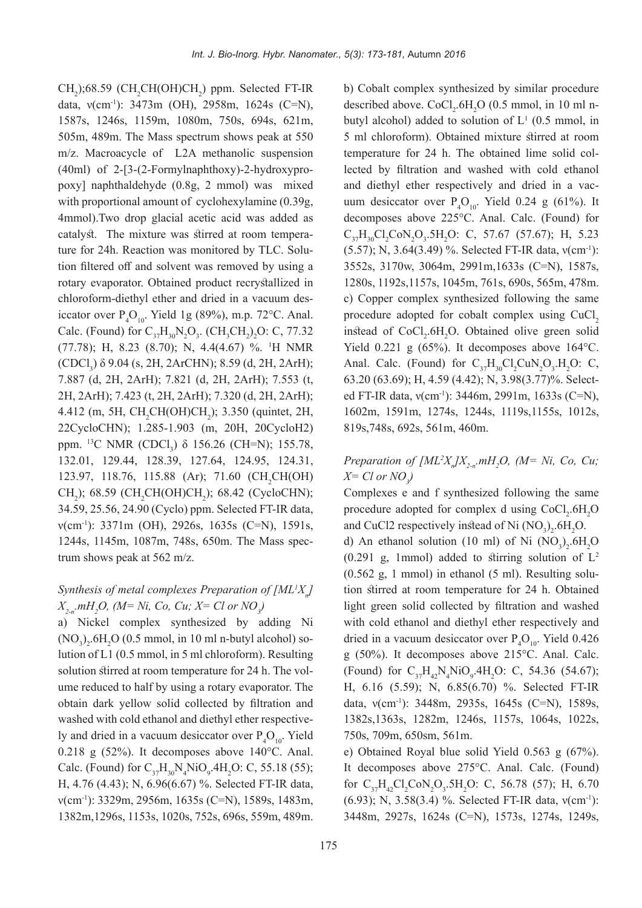$CH_2$);68.59 ($CH_2CH(OH)CH_2$) ppm. Selected FT-IR data, ν(cm$^{-1}$): 3473m (OH), 2958m, 1624s (C=N), 1587s, 1246s, 1159m, 1080m, 750s, 694s, 621m, 505m, 489m. The Mass spectrum shows peak at 550 m/z. Macroacycle of L2A methanolic suspension (40ml) of 2-[3-(2-Formylnaphthoxy)-2-hydroxypropoxy] naphthaldehyde (0.8g, 2 mmol) was mixed with proportional amount of cyclohexylamine (0.39g, 4mmol).Two drop glacial acetic acid was added as catalyst. The mixture was stirred at room temperature for 24h. Reaction was monitored by TLC. Solution filtered off and solvent was removed by using a rotary evaporator. Obtained product recrystallized in chloroform-diethyl ether and dried in a vacuum desiccator over $P_4O_{10}$. Yield 1g (89%), m.p. 72°C. Anal. Calc. (Found) for $C_{37}H_{30}N_2O_3$. $(CH_3CH_2)_2O$: C, 77.32 (77.78); H, 8.23 (8.70); N, 4.4(4.67) %. $^1$H NMR ($CDCl_3$) δ 9.04 (s, 2H, 2ArCHN); 8.59 (d, 2H, 2ArH); 7.887 (d, 2H, 2ArH); 7.821 (d, 2H, 2ArH); 7.553 (t, 2H, 2ArH); 7.423 (t, 2H, 2ArH); 7.320 (d, 2H, 2ArH); 4.412 (m, 5H, $CH_2CH(OH)CH_2$); 3.350 (quintet, 2H, 22CycloCHN); 1.285-1.903 (m, 20H, 20CycloH2) ppm. $^{13}$C NMR ($CDCl_3$) δ 156.26 (CH=N); 155.78, 132.01, 129.44, 128.39, 127.64, 124.95, 124.31, 123.97, 118.76, 115.88 (Ar); 71.60 ($CH_2CH(OH)CH_2$); 68.59 ($CH_2CH(OH)CH_2$); 68.42 (CycloCHN); 34.59, 25.56, 24.90 (Cyclo) ppm. Selected FT-IR data, ν(cm$^{-1}$): 3371m (OH), 2926s, 1635s (C=N), 1591s, 1244s, 1145m, 1087m, 748s, 650m. The Mass spectrum shows peak at 562 m/z.

*Synthesis of metal complexes Preparation of $[ML^1X_n]X_{2-n}.mH_2O$, (M= Ni, Co, Cu; X= Cl or $NO_3$)*

a) Nickel complex synthesized by adding Ni $(NO_3)_2.6H_2O$ (0.5 mmol, in 10 ml n-butyl alcohol) solution of L1 (0.5 mmol, in 5 ml chloroform). Resulting solution stirred at room temperature for 24 h. The volume reduced to half by using a rotary evaporator. The obtain dark yellow solid collected by filtration and washed with cold ethanol and diethyl ether respectively and dried in a vacuum desiccator over $P_4O_{10}$. Yield 0.218 g (52%). It decomposes above 140°C. Anal. Calc. (Found) for $C_{37}H_{30}N_4NiO_9.4H_2O$: C, 55.18 (55); H, 4.76 (4.43); N, 6.96(6.67) %. Selected FT-IR data, ν(cm$^{-1}$): 3329m, 2956m, 1635s (C=N), 1589s, 1483m, 1382m,1296s, 1153s, 1020s, 752s, 696s, 559m, 489m.

b) Cobalt complex synthesized by similar procedure described above. $CoCl_2.6H_2O$ (0.5 mmol, in 10 ml n-butyl alcohol) added to solution of L$^1$ (0.5 mmol, in 5 ml chloroform). Obtained mixture stirred at room temperature for 24 h. The obtained lime solid collected by filtration and washed with cold ethanol and diethyl ether respectively and dried in a vacuum desiccator over $P_4O_{10}$. Yield 0.24 g (61%). It decomposes above 225°C. Anal. Calc. (Found) for $C_{37}H_{30}Cl_2CoN_2O_3.5H_2O$: C, 57.67 (57.67); H, 5.23 (5.57); N, 3.64(3.49) %. Selected FT-IR data, ν(cm$^{-1}$): 3552s, 3170w, 3064m, 2991m,1633s (C=N), 1587s, 1280s, 1192s,1157s, 1045m, 761s, 690s, 565m, 478m.

c) Copper complex synthesized following the same procedure adopted for cobalt complex using $CuCl_2$ instead of $CoCl_2.6H_2O$. Obtained olive green solid Yield 0.221 g (65%). It decomposes above 164°C. Anal. Calc. (Found) for $C_{37}H_{30}Cl_2CuN_2O_3.H_2O$: C, 63.20 (63.69); H, 4.59 (4.42); N, 3.98(3.77)%. Selected FT-IR data, ν(cm$^{-1}$): 3446m, 2991m, 1633s (C=N), 1602m, 1591m, 1274s, 1244s, 1119s,1155s, 1012s, 819s,748s, 692s, 561m, 460m.

*Preparation of $[ML^2X_n]X_{2-n}.mH_2O$, (M= Ni, Co, Cu; X= Cl or $NO_3$)*

Complexes e and f synthesized following the same procedure adopted for complex d using $CoCl_2.6H_2O$ and CuCl2 respectively instead of Ni $(NO_3)_2.6H_2O$.

d) An ethanol solution (10 ml) of Ni $(NO_3)_2.6H_2O$ (0.291 g, 1mmol) added to stirring solution of L$^2$ (0.562 g, 1 mmol) in ethanol (5 ml). Resulting solution stirred at room temperature for 24 h. Obtained light green solid collected by filtration and washed with cold ethanol and diethyl ether respectively and dried in a vacuum desiccator over $P_4O_{10}$. Yield 0.426 g (50%). It decomposes above 215°C. Anal. Calc. (Found) for $C_{37}H_{42}N_4NiO_9.4H_2O$: C, 54.36 (54.67); H, 6.16 (5.59); N, 6.85(6.70) %. Selected FT-IR data, ν(cm$^{-1}$): 3448m, 2935s, 1645s (C=N), 1589s, 1382s,1363s, 1282m, 1246s, 1157s, 1064s, 1022s, 750s, 709m, 650sm, 561m.

e) Obtained Royal blue solid Yield 0.563 g (67%). It decomposes above 275°C. Anal. Calc. (Found) for $C_{37}H_{42}Cl_2CoN_2O_3.5H_2O$: C, 56.78 (57); H, 6.70 (6.93); N, 3.58(3.4) %. Selected FT-IR data, ν(cm$^{-1}$): 3448m, 2927s, 1624s (C=N), 1573s, 1274s, 1249s,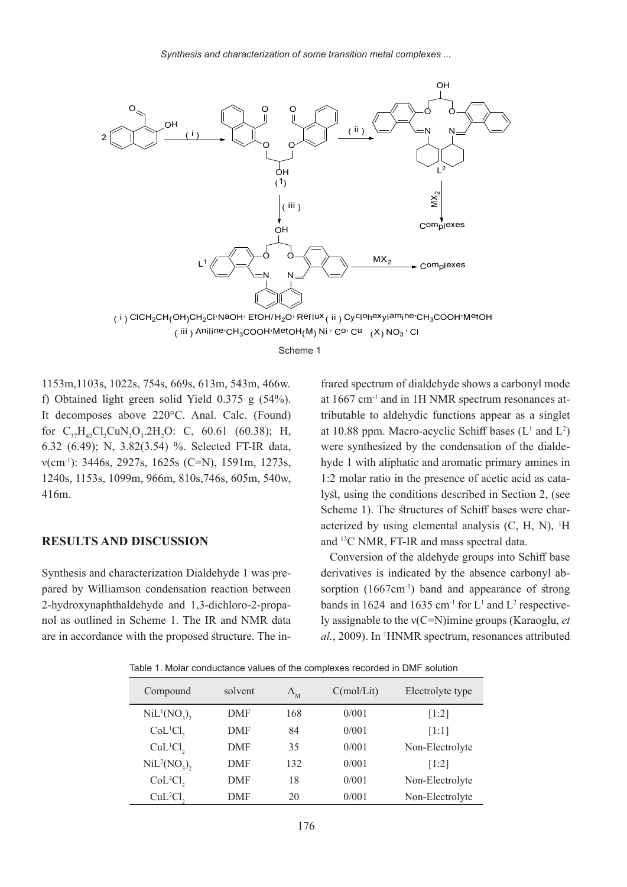( i ) $ClCH_2CH(OH)CH_2Cl$,NaOH, EtOH/$H_2O$, Reflux ( ii ) Cyclohexylamine,$CH_3COOH$,MetOH
( iii ) Aniline,$CH_3COOH$,MetOH (M) Ni , Co, Cu (X) $NO_3$ , Cl

Scheme 1

1153m,1103s, 1022s, 754s, 669s, 613m, 543m, 466w. f) Obtained light green solid Yield 0.375 g (54%). It decomposes above 220°C. Anal. Calc. (Found) for $C_{37}H_{42}Cl_2CuN_2O_3.2H_2O$: C, 60.61 (60.38); H, 6.32 (6.49); N, 3.82(3.54) %. Selected FT-IR data, ν($cm^{-1}$): 3446s, 2927s, 1625s (C=N), 1591m, 1273s, 1240s, 1153s, 1099m, 966m, 810s,746s, 605m, 540w, 416m.

## RESULTS AND DISCUSSION

Synthesis and characterization Dialdehyde 1 was prepared by Williamson condensation reaction between 2-hydroxynaphthaldehyde and 1,3-dichloro-2-propanol as outlined in Scheme 1. The IR and NMR data are in accordance with the proposed structure. The infrared spectrum of dialdehyde shows a carbonyl mode at 1667 $cm^{-1}$ and in 1H NMR spectrum resonances attributable to aldehydic functions appear as a singlet at 10.88 ppm. Macro-acyclic Schiff bases ($L^1$ and $L^2$) were synthesized by the condensation of the dialdehyde 1 with aliphatic and aromatic primary amines in 1:2 molar ratio in the presence of acetic acid as catalyst, using the conditions described in Section 2, (see Scheme 1). The structures of Schiff bases were characterized by using elemental analysis (C, H, N), $^1$H and $^{13}$C NMR, FT-IR and mass spectral data.

Conversion of the aldehyde groups into Schiff base derivatives is indicated by the absence carbonyl absorption (1667$cm^{-1}$) band and appearance of strong bands in 1624 and 1635 $cm^{-1}$ for $L^1$ and $L^2$ respectively assignable to the ν(C=N)imine groups (Karaoglu, *et al.*, 2009). In $^1$HNMR spectrum, resonances attributed

Table 1. Molar conductance values of the complexes recorded in DMF solution

| Compound | solvent | $\Lambda_M$ | C(mol/Lit) | Electrolyte type |
|---|---|---|---|---|
| $NiL^1(NO_3)_2$ | DMF | 168 | 0/001 | [1:2] |
| $CoL^1Cl_2$ | DMF | 84 | 0/001 | [1:1] |
| $CuL^1Cl_2$ | DMF | 35 | 0/001 | Non-Electrolyte |
| $NiL^2(NO_3)_2$ | DMF | 132 | 0/001 | [1:2] |
| $CoL^2Cl_2$ | DMF | 18 | 0/001 | Non-Electrolyte |
| $CuL^2Cl_2$ | DMF | 20 | 0/001 | Non-Electrolyte |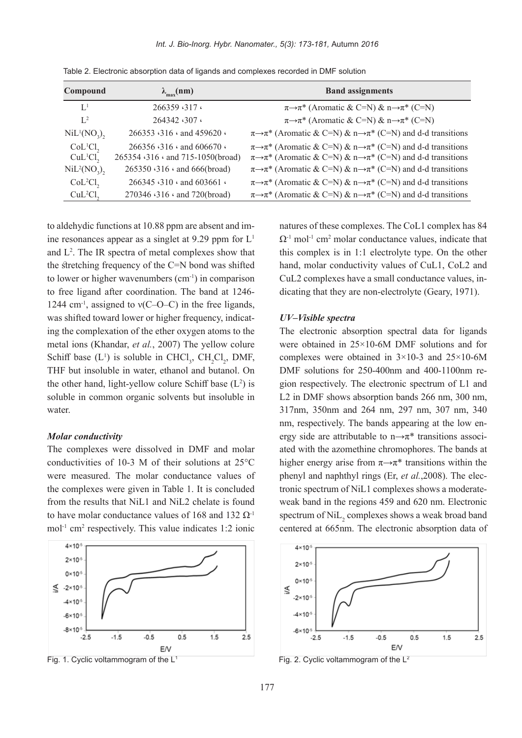Table 2. Electronic absorption data of ligands and complexes recorded in DMF solution

| Compound | $\lambda_{max}$(nm) | Band assignments |
|---|---|---|
| $L^1$ | 266359 ،317 ، | π→π* (Aromatic & C=N) & n→π* (C=N) |
| $L^2$ | 264342 ،307 ، | π→π* (Aromatic & C=N) & n→π* (C=N) |
| $NiL^1(NO_3)_2$ | 266353 ،316 ، and 459620 ، | π→π* (Aromatic & C=N) & n→π* (C=N) and d-d transitions |
| $CoL^1Cl_2$ | 266356 ،316 ، and 606670 ، | π→π* (Aromatic & C=N) & n→π* (C=N) and d-d transitions |
| $CuL^1Cl_2$ | 265354 ،316 ، and 715-1050(broad) | π→π* (Aromatic & C=N) & n→π* (C=N) and d-d transitions |
| $NiL^2(NO_3)_2$ | 265350 ،316 ، and 666(broad) | π→π* (Aromatic & C=N) & n→π* (C=N) and d-d transitions |
| $CoL^2Cl_2$ | 266345 ،310 ، and 603661 ، | π→π* (Aromatic & C=N) & n→π* (C=N) and d-d transitions |
| $CuL^2Cl_2$ | 270346 ،316 ، and 720(broad) | π→π* (Aromatic & C=N) & n→π* (C=N) and d-d transitions |

to aldehydic functions at 10.88 ppm are absent and imine resonances appear as a singlet at 9.29 ppm for $L^1$ and $L^2$. The IR spectra of metal complexes show that the stretching frequency of the C=N bond was shifted to lower or higher wavenumbers ($cm^{-1}$) in comparison to free ligand after coordination. The band at 1246-1244 $cm^{-1}$, assigned to ν(C–O–C) in the free ligands, was shifted toward lower or higher frequency, indicating the complexation of the ether oxygen atoms to the metal ions (Khandar, *et al.*, 2007) The yellow colure Schiff base ($L^1$) is soluble in $CHCl_3$, $CH_2Cl_2$, DMF, THF but insoluble in water, ethanol and butanol. On the other hand, light-yellow colure Schiff base ($L^2$) is soluble in common organic solvents but insoluble in water.

### *Molar conductivity*

The complexes were dissolved in DMF and molar conductivities of 10-3 M of their solutions at 25°C were measured. The molar conductance values of the complexes were given in Table 1. It is concluded from the results that NiL1 and NiL2 chelate is found to have molar conductance values of 168 and 132 $\Omega^{-1}$ $mol^{-1}$ $cm^2$ respectively. This value indicates 1:2 ionic natures of these complexes. The CoL1 complex has 84 $\Omega^{-1}$ $mol^{-1}$ $cm^2$ molar conductance values, indicate that this complex is in 1:1 electrolyte type. On the other hand, molar conductivity values of CuL1, CoL2 and CuL2 complexes have a small conductance values, indicating that they are non-electrolyte (Geary, 1971).

### *UV–Visible spectra*

The electronic absorption spectral data for ligands were obtained in 25×10-6M DMF solutions and for complexes were obtained in 3×10-3 and 25×10-6M DMF solutions for 250-400nm and 400-1100nm region respectively. The electronic spectrum of L1 and L2 in DMF shows absorption bands 266 nm, 300 nm, 317nm, 350nm and 264 nm, 297 nm, 307 nm, 340 nm, respectively. The bands appearing at the low energy side are attributable to n→π* transitions associated with the azomethine chromophores. The bands at higher energy arise from π→π* transitions within the phenyl and naphthyl rings (Er, *et al.*,2008). The electronic spectrum of NiL1 complexes shows a moderate-weak band in the regions 459 and 620 nm. Electronic spectrum of $NiL_2$ complexes shows a weak broad band centered at 665nm. The electronic absorption data of

Fig. 1. Cyclic voltammogram of the $L^1$

Fig. 2. Cyclic voltammogram of the $L^2$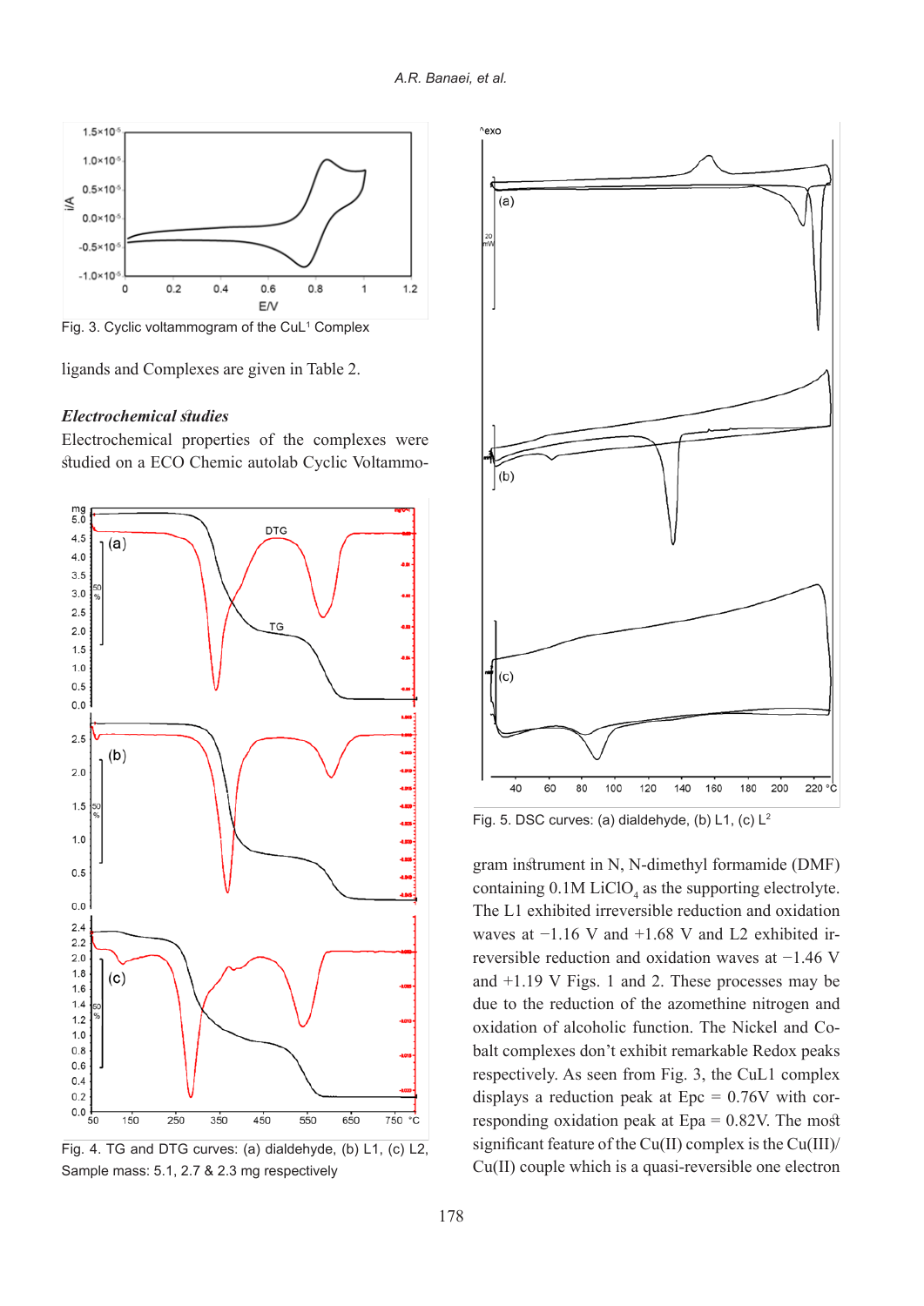Fig. 3. Cyclic voltammogram of the CuL[1] Complex

ligands and Complexes are given in Table 2.

***Electrochemical studies***

Electrochemical properties of the complexes were studied on a ECO Chemic autolab Cyclic Voltammogram instrument in N, N-dimethyl formamide (DMF) containing 0.1M $LiClO_4$ as the supporting electrolyte. The L1 exhibited irreversible reduction and oxidation waves at −1.16 V and +1.68 V and L2 exhibited irreversible reduction and oxidation waves at −1.46 V and +1.19 V Figs. 1 and 2. These processes may be due to the reduction of the azomethine nitrogen and oxidation of alcoholic function. The Nickel and Cobalt complexes don't exhibit remarkable Redox peaks respectively. As seen from Fig. 3, the CuL1 complex displays a reduction peak at Epc = 0.76V with corresponding oxidation peak at Epa = 0.82V. The most significant feature of the Cu(II) complex is the Cu(III)/Cu(II) couple which is a quasi-reversible one electron

Fig. 4. TG and DTG curves: (a) dialdehyde, (b) L1, (c) L2, Sample mass: 5.1, 2.7 & 2.3 mg respectively

Fig. 5. DSC curves: (a) dialdehyde, (b) L1, (c) L[2]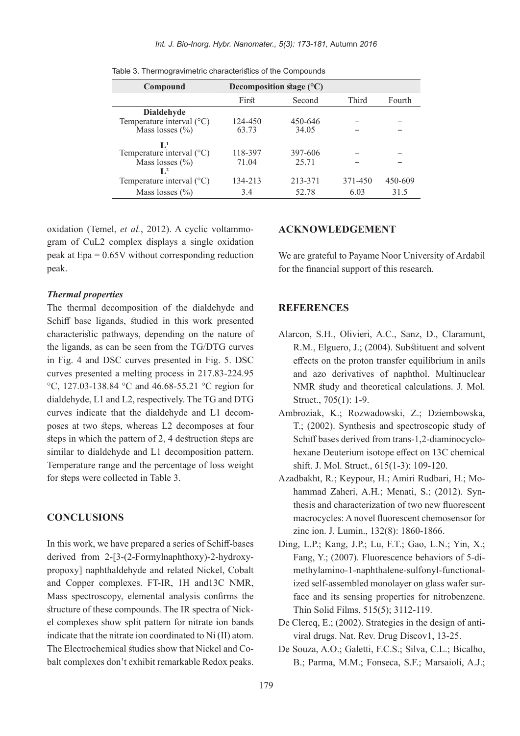Table 3. Thermogravimetric characteristics of the Compounds

| Compound | Decomposition stage (°C) | | | |
|---|---|---|---|---|
| | First | Second | Third | Fourth |
| **Dialdehyde** | | | | |
| Temperature interval (°C) | 124-450 | 450-646 | – | – |
| Mass losses (%) | 63.73 | 34.05 | – | – |
| **$L^1$** | | | | |
| Temperature interval (°C) | 118-397 | 397-606 | – | – |
| Mass losses (%) | 71.04 | 25.71 | – | – |
| **$L^2$** | | | | |
| Temperature interval (°C) | 134-213 | 213-371 | 371-450 | 450-609 |
| Mass losses (%) | 3.4 | 52.78 | 6.03 | 31.5 |

oxidation (Temel, *et al.*, 2012). A cyclic voltammogram of CuL2 complex displays a single oxidation peak at Epa = 0.65V without corresponding reduction peak.

### *Thermal properties*

The thermal decomposition of the dialdehyde and Schiff base ligands, studied in this work presented characteristic pathways, depending on the nature of the ligands, as can be seen from the TG/DTG curves in Fig. 4 and DSC curves presented in Fig. 5. DSC curves presented a melting process in 217.83-224.95 °C, 127.03-138.84 °C and 46.68-55.21 °C region for dialdehyde, L1 and L2, respectively. The TG and DTG curves indicate that the dialdehyde and L1 decomposes at two steps, whereas L2 decomposes at four steps in which the pattern of 2, 4 destruction steps are similar to dialdehyde and L1 decomposition pattern. Temperature range and the percentage of loss weight for steps were collected in Table 3.

## CONCLUSIONS

In this work, we have prepared a series of Schiff-bases derived from 2-[3-(2-Formylnaphthoxy)-2-hydroxypropoxy] naphthaldehyde and related Nickel, Cobalt and Copper complexes. FT-IR, 1H and13C NMR, Mass spectroscopy, elemental analysis confirms the structure of these compounds. The IR spectra of Nickel complexes show split pattern for nitrate ion bands indicate that the nitrate ion coordinated to Ni (II) atom. The Electrochemical studies show that Nickel and Cobalt complexes don't exhibit remarkable Redox peaks.

## ACKNOWLEDGEMENT

We are grateful to Payame Noor University of Ardabil for the financial support of this research.

## REFERENCES

Alarcon, S.H., Olivieri, A.C., Sanz, D., Claramunt, R.M., Elguero, J.; (2004). Substituent and solvent effects on the proton transfer equilibrium in anils and azo derivatives of naphthol. Multinuclear NMR study and theoretical calculations. J. Mol. Struct., 705(1): 1-9.

Ambroziak, K.; Rozwadowski, Z.; Dziembowska, T.; (2002). Synthesis and spectroscopic study of Schiff bases derived from trans-1,2-diaminocyclohexane Deuterium isotope effect on 13C chemical shift. J. Mol. Struct., 615(1-3): 109-120.

Azadbakht, R.; Keypour, H.; Amiri Rudbari, H.; Mohammad Zaheri, A.H.; Menati, S.; (2012). Synthesis and characterization of two new fluorescent macrocycles: A novel fluorescent chemosensor for zinc ion. J. Lumin., 132(8): 1860-1866.

Ding, L.P.; Kang, J.P.; Lu, F.T.; Gao, L.N.; Yin, X.; Fang, Y.; (2007). Fluorescence behaviors of 5-dimethylamino-1-naphthalene-sulfonyl-functionalized self-assembled monolayer on glass wafer surface and its sensing properties for nitrobenzene. Thin Solid Films, 515(5); 3112-119.

De Clercq, E.; (2002). Strategies in the design of antiviral drugs. Nat. Rev. Drug Discov1, 13-25.

De Souza, A.O.; Galetti, F.C.S.; Silva, C.L.; Bicalho, B.; Parma, M.M.; Fonseca, S.F.; Marsaioli, A.J.;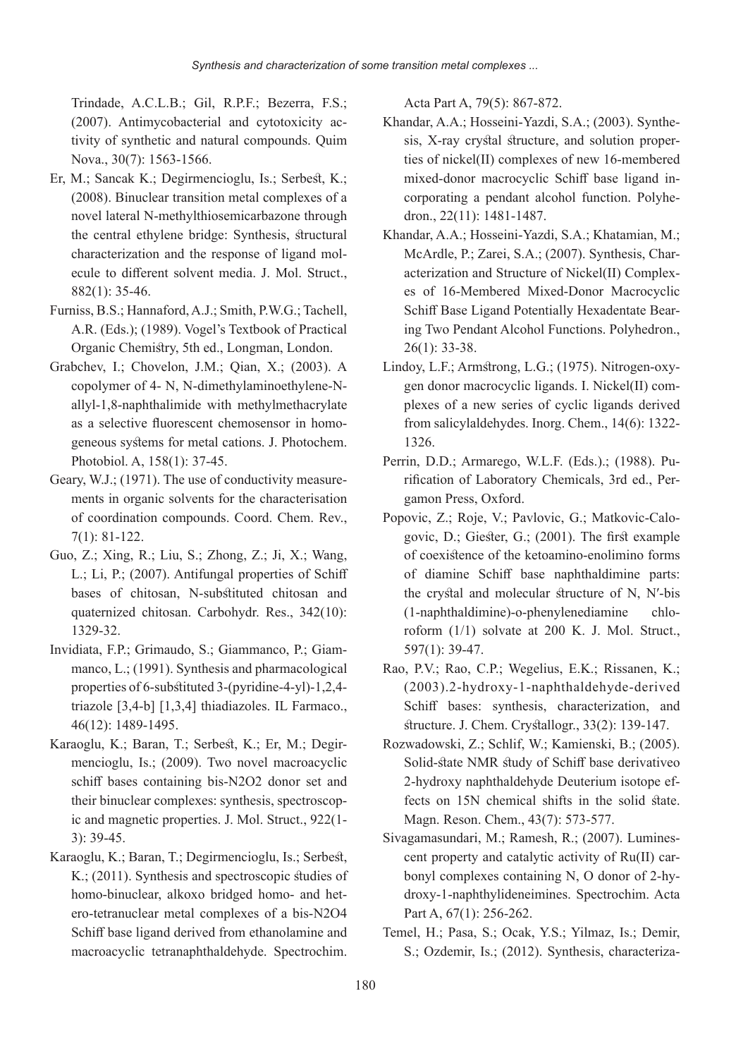Trindade, A.C.L.B.; Gil, R.P.F.; Bezerra, F.S.; (2007). Antimycobacterial and cytotoxicity activity of synthetic and natural compounds. Quim Nova., 30(7): 1563-1566.

Er, M.; Sancak K.; Degirmencioglu, Is.; Serbest, K.; (2008). Binuclear transition metal complexes of a novel lateral N-methylthiosemicarbazone through the central ethylene bridge: Synthesis, structural characterization and the response of ligand molecule to different solvent media. J. Mol. Struct., 882(1): 35-46.

Furniss, B.S.; Hannaford, A.J.; Smith, P.W.G.; Tachell, A.R. (Eds.); (1989). Vogel's Textbook of Practical Organic Chemistry, 5th ed., Longman, London.

Grabchev, I.; Chovelon, J.M.; Qian, X.; (2003). A copolymer of 4- N, N-dimethylaminoethylene-N-allyl-1,8-naphthalimide with methylmethacrylate as a selective fluorescent chemosensor in homogeneous systems for metal cations. J. Photochem. Photobiol. A, 158(1): 37-45.

Geary, W.J.; (1971). The use of conductivity measurements in organic solvents for the characterisation of coordination compounds. Coord. Chem. Rev., 7(1): 81-122.

Guo, Z.; Xing, R.; Liu, S.; Zhong, Z.; Ji, X.; Wang, L.; Li, P.; (2007). Antifungal properties of Schiff bases of chitosan, N-substituted chitosan and quaternized chitosan. Carbohydr. Res., 342(10): 1329-32.

Invidiata, F.P.; Grimaudo, S.; Giammanco, P.; Giammanco, L.; (1991). Synthesis and pharmacological properties of 6-substituted 3-(pyridine-4-yl)-1,2,4-triazole [3,4-b] [1,3,4] thiadiazoles. IL Farmaco., 46(12): 1489-1495.

Karaoglu, K.; Baran, T.; Serbest, K.; Er, M.; Degirmencioglu, Is.; (2009). Two novel macroacyclic schiff bases containing bis-N2O2 donor set and their binuclear complexes: synthesis, spectroscopic and magnetic properties. J. Mol. Struct., 922(1-3): 39-45.

Karaoglu, K.; Baran, T.; Degirmencioglu, Is.; Serbest, K.; (2011). Synthesis and spectroscopic studies of homo-binuclear, alkoxo bridged homo- and hetero-tetranuclear metal complexes of a bis-N2O4 Schiff base ligand derived from ethanolamine and macroacyclic tetranaphthaldehyde. Spectrochim. Acta Part A, 79(5): 867-872.

Khandar, A.A.; Hosseini-Yazdi, S.A.; (2003). Synthesis, X-ray crystal structure, and solution properties of nickel(II) complexes of new 16-membered mixed-donor macrocyclic Schiff base ligand incorporating a pendant alcohol function. Polyhedron., 22(11): 1481-1487.

Khandar, A.A.; Hosseini-Yazdi, S.A.; Khatamian, M.; McArdle, P.; Zarei, S.A.; (2007). Synthesis, Characterization and Structure of Nickel(II) Complexes of 16-Membered Mixed-Donor Macrocyclic Schiff Base Ligand Potentially Hexadentate Bearing Two Pendant Alcohol Functions. Polyhedron., 26(1): 33-38.

Lindoy, L.F.; Armstrong, L.G.; (1975). Nitrogen-oxygen donor macrocyclic ligands. I. Nickel(II) complexes of a new series of cyclic ligands derived from salicylaldehydes. Inorg. Chem., 14(6): 1322-1326.

Perrin, D.D.; Armarego, W.L.F. (Eds.).; (1988). Purification of Laboratory Chemicals, 3rd ed., Pergamon Press, Oxford.

Popovic, Z.; Roje, V.; Pavlovic, G.; Matkovic-Calogovic, D.; Giester, G.; (2001). The first example of coexistence of the ketoamino-enolimino forms of diamine Schiff base naphthaldimine parts: the crystal and molecular structure of N, N′-bis (1-naphthaldimine)-o-phenylenediamine chloroform (1/1) solvate at 200 K. J. Mol. Struct., 597(1): 39-47.

Rao, P.V.; Rao, C.P.; Wegelius, E.K.; Rissanen, K.; (2003).2-hydroxy-1-naphthaldehyde-derived Schiff bases: synthesis, characterization, and structure. J. Chem. Crystallogr., 33(2): 139-147.

Rozwadowski, Z.; Schlif, W.; Kamienski, B.; (2005). Solid-state NMR study of Schiff base derivativeo 2-hydroxy naphthaldehyde Deuterium isotope effects on 15N chemical shifts in the solid state. Magn. Reson. Chem., 43(7): 573-577.

Sivagamasundari, M.; Ramesh, R.; (2007). Luminescent property and catalytic activity of Ru(II) carbonyl complexes containing N, O donor of 2-hydroxy-1-naphthylideneimines. Spectrochim. Acta Part A, 67(1): 256-262.

Temel, H.; Pasa, S.; Ocak, Y.S.; Yilmaz, Is.; Demir, S.; Ozdemir, Is.; (2012). Synthesis, characteriza-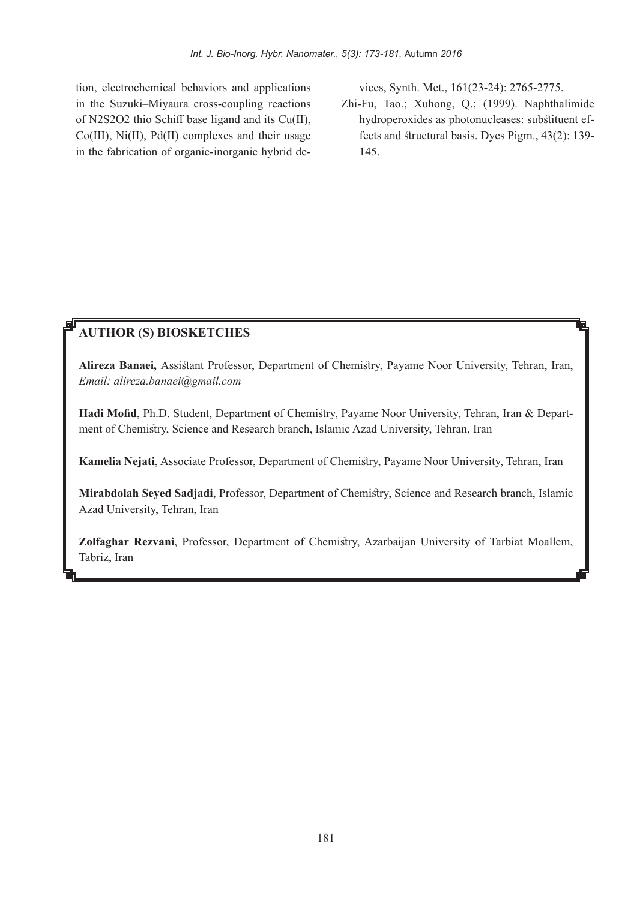tion, electrochemical behaviors and applications in the Suzuki–Miyaura cross-coupling reactions of N2S2O2 thio Schiff base ligand and its Cu(II), Co(III), Ni(II), Pd(II) complexes and their usage in the fabrication of organic-inorganic hybrid devices, Synth. Met., 161(23-24): 2765-2775.

Zhi-Fu, Tao.; Xuhong, Q.; (1999). Naphthalimide hydroperoxides as photonucleases: substituent effects and structural basis. Dyes Pigm., 43(2): 139-145.

## AUTHOR (S) BIOSKETCHES

**Alireza Banaei,** Assistant Professor, Department of Chemistry, Payame Noor University, Tehran, Iran, *Email: alireza.banaei@gmail.com*

**Hadi Mofid**, Ph.D. Student, Department of Chemistry, Payame Noor University, Tehran, Iran & Department of Chemistry, Science and Research branch, Islamic Azad University, Tehran, Iran

**Kamelia Nejati**, Associate Professor, Department of Chemistry, Payame Noor University, Tehran, Iran

**Mirabdolah Seyed Sadjadi**, Professor, Department of Chemistry, Science and Research branch, Islamic Azad University, Tehran, Iran

**Zolfaghar Rezvani**, Professor, Department of Chemistry, Azarbaijan University of Tarbiat Moallem, Tabriz, Iran